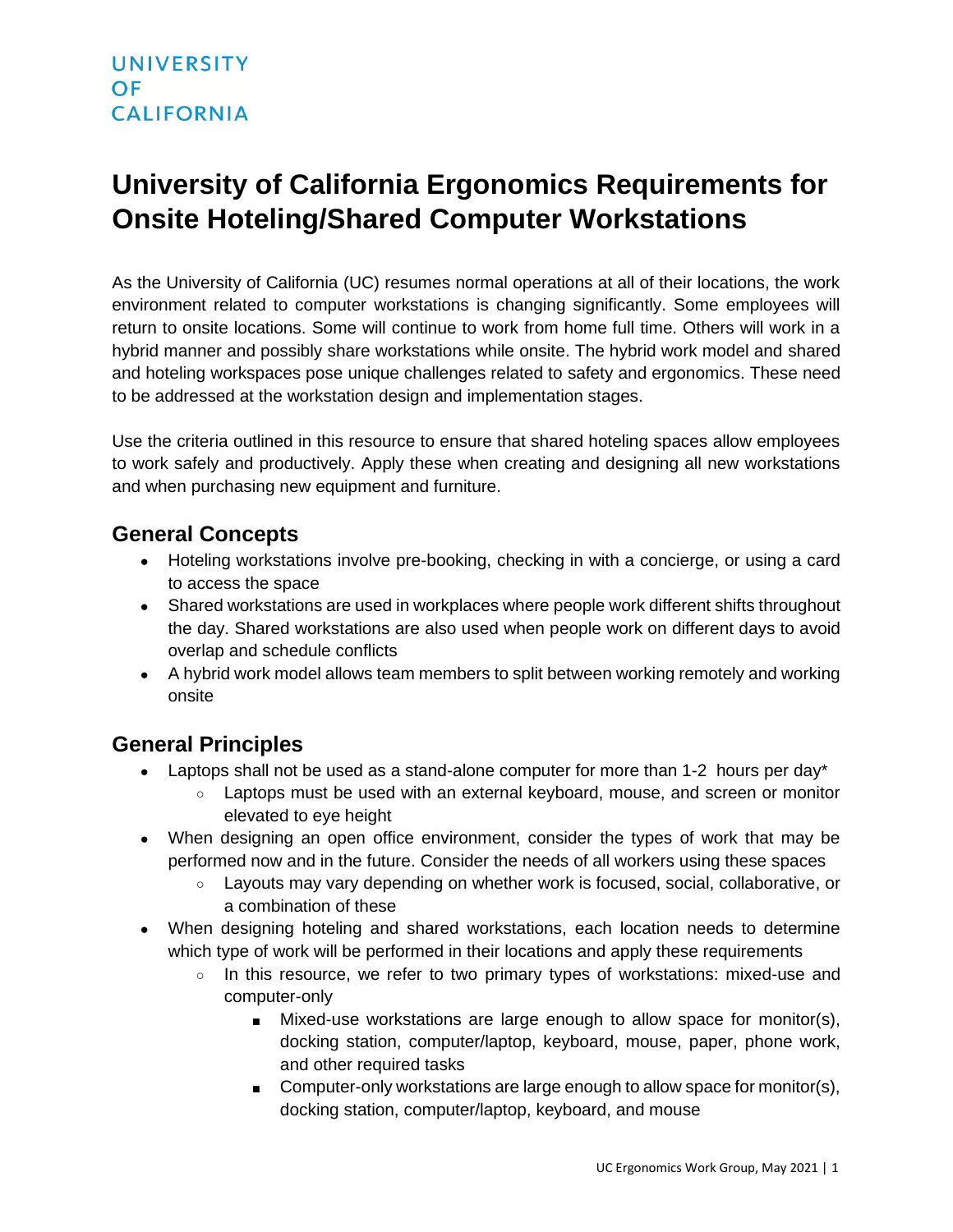UNIVERSITY
OF
CALIFORNIA

# University of California Ergonomics Requirements for Onsite Hoteling/Shared Computer Workstations

As the University of California (UC) resumes normal operations at all of their locations, the work environment related to computer workstations is changing significantly. Some employees will return to onsite locations. Some will continue to work from home full time. Others will work in a hybrid manner and possibly share workstations while onsite. The hybrid work model and shared and hoteling workspaces pose unique challenges related to safety and ergonomics. These need to be addressed at the workstation design and implementation stages.

Use the criteria outlined in this resource to ensure that shared hoteling spaces allow employees to work safely and productively. Apply these when creating and designing all new workstations and when purchasing new equipment and furniture.

## General Concepts

- Hoteling workstations involve pre-booking, checking in with a concierge, or using a card to access the space
- Shared workstations are used in workplaces where people work different shifts throughout the day. Shared workstations are also used when people work on different days to avoid overlap and schedule conflicts
- A hybrid work model allows team members to split between working remotely and working onsite

## General Principles

- Laptops shall not be used as a stand-alone computer for more than 1-2 hours per day*
  - Laptops must be used with an external keyboard, mouse, and screen or monitor elevated to eye height
- When designing an open office environment, consider the types of work that may be performed now and in the future. Consider the needs of all workers using these spaces
  - Layouts may vary depending on whether work is focused, social, collaborative, or a combination of these
- When designing hoteling and shared workstations, each location needs to determine which type of work will be performed in their locations and apply these requirements
  - In this resource, we refer to two primary types of workstations: mixed-use and computer-only
    - Mixed-use workstations are large enough to allow space for monitor(s), docking station, computer/laptop, keyboard, mouse, paper, phone work, and other required tasks
    - Computer-only workstations are large enough to allow space for monitor(s), docking station, computer/laptop, keyboard, and mouse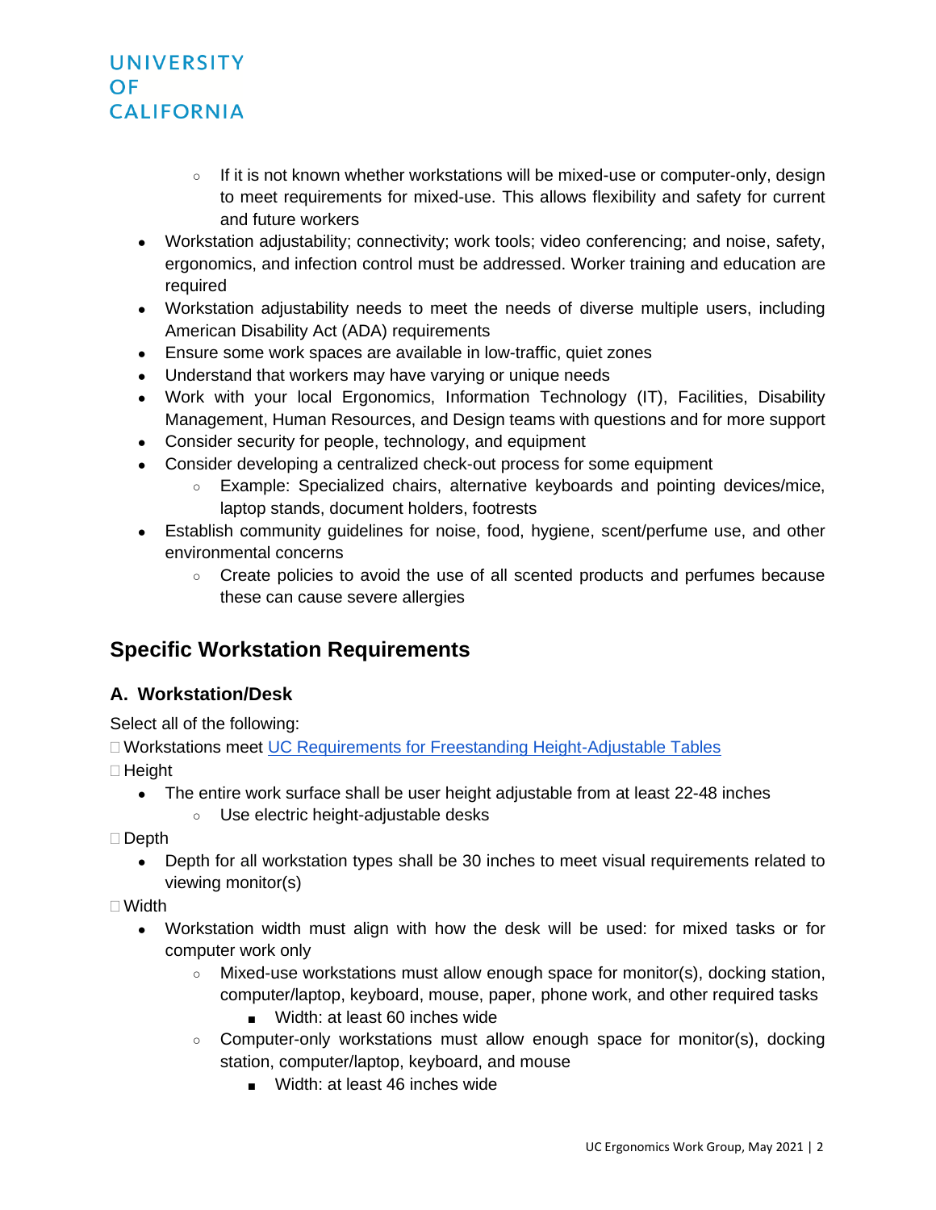- If it is not known whether workstations will be mixed-use or computer-only, design to meet requirements for mixed-use. This allows flexibility and safety for current and future workers

- Workstation adjustability; connectivity; work tools; video conferencing; and noise, safety, ergonomics, and infection control must be addressed. Worker training and education are required
- Workstation adjustability needs to meet the needs of diverse multiple users, including American Disability Act (ADA) requirements
- Ensure some work spaces are available in low-traffic, quiet zones
- Understand that workers may have varying or unique needs
- Work with your local Ergonomics, Information Technology (IT), Facilities, Disability Management, Human Resources, and Design teams with questions and for more support
- Consider security for people, technology, and equipment
- Consider developing a centralized check-out process for some equipment
  - Example: Specialized chairs, alternative keyboards and pointing devices/mice, laptop stands, document holders, footrests
- Establish community guidelines for noise, food, hygiene, scent/perfume use, and other environmental concerns
  - Create policies to avoid the use of all scented products and perfumes because these can cause severe allergies

## Specific Workstation Requirements

### A. Workstation/Desk

Select all of the following:

☐ Workstations meet UC Requirements for Freestanding Height-Adjustable Tables

☐ Height

- The entire work surface shall be user height adjustable from at least 22-48 inches
  - Use electric height-adjustable desks

☐ Depth

- Depth for all workstation types shall be 30 inches to meet visual requirements related to viewing monitor(s)

☐ Width

- Workstation width must align with how the desk will be used: for mixed tasks or for computer work only
  - Mixed-use workstations must allow enough space for monitor(s), docking station, computer/laptop, keyboard, mouse, paper, phone work, and other required tasks
    - Width: at least 60 inches wide
  - Computer-only workstations must allow enough space for monitor(s), docking station, computer/laptop, keyboard, and mouse
    - Width: at least 46 inches wide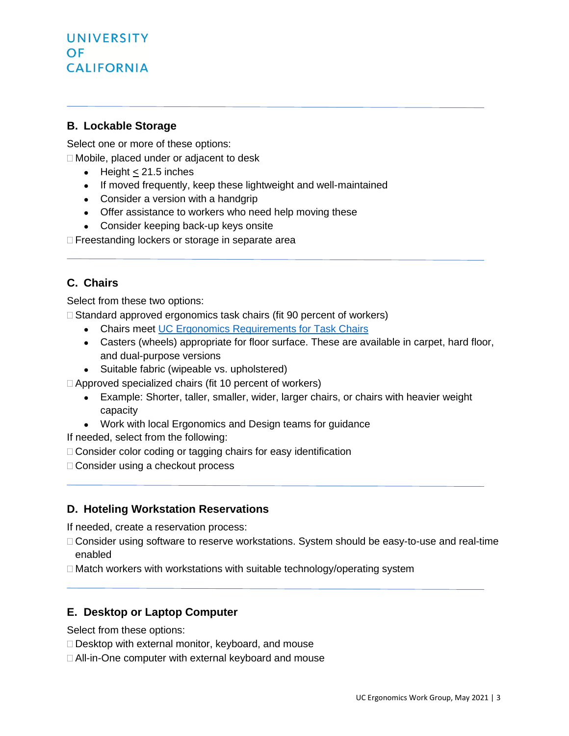## B. Lockable Storage

Select one or more of these options:

☐ Mobile, placed under or adjacent to desk

- Height ≤ 21.5 inches
- If moved frequently, keep these lightweight and well-maintained
- Consider a version with a handgrip
- Offer assistance to workers who need help moving these
- Consider keeping back-up keys onsite

☐ Freestanding lockers or storage in separate area

## C. Chairs

Select from these two options:

☐ Standard approved ergonomics task chairs (fit 90 percent of workers)

- Chairs meet UC Ergonomics Requirements for Task Chairs
- Casters (wheels) appropriate for floor surface. These are available in carpet, hard floor, and dual-purpose versions
- Suitable fabric (wipeable vs. upholstered)

☐ Approved specialized chairs (fit 10 percent of workers)

- Example: Shorter, taller, smaller, wider, larger chairs, or chairs with heavier weight capacity
- Work with local Ergonomics and Design teams for guidance

If needed, select from the following:

☐ Consider color coding or tagging chairs for easy identification

☐ Consider using a checkout process

## D. Hoteling Workstation Reservations

If needed, create a reservation process:

☐ Consider using software to reserve workstations. System should be easy-to-use and real-time enabled

☐ Match workers with workstations with suitable technology/operating system

## E. Desktop or Laptop Computer

Select from these options:

☐ Desktop with external monitor, keyboard, and mouse

☐ All-in-One computer with external keyboard and mouse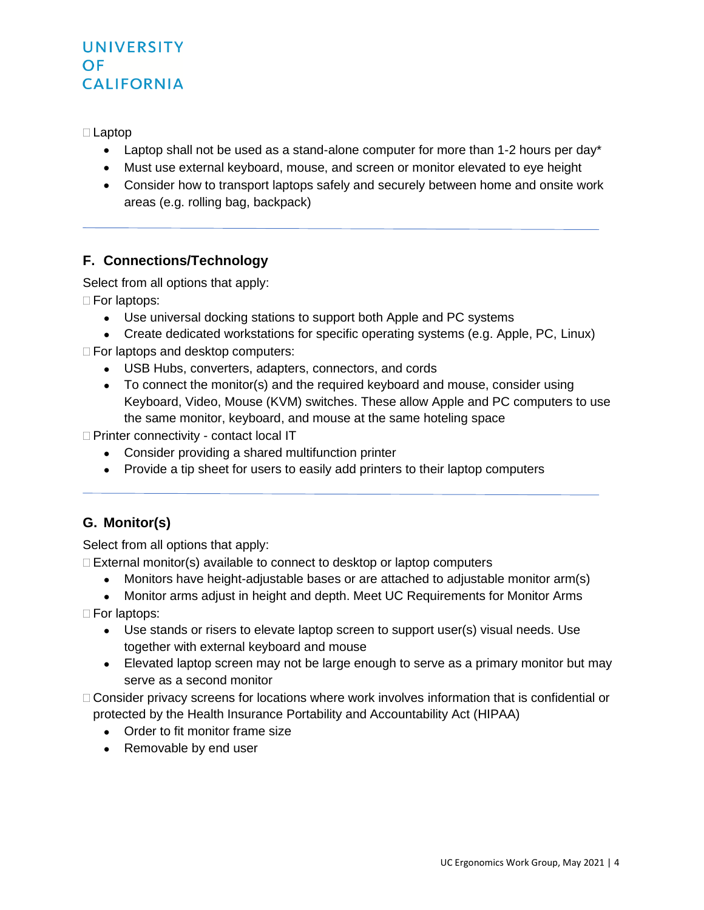☐ Laptop

- Laptop shall not be used as a stand-alone computer for more than 1-2 hours per day*
- Must use external keyboard, mouse, and screen or monitor elevated to eye height
- Consider how to transport laptops safely and securely between home and onsite work areas (e.g. rolling bag, backpack)

---

## F. Connections/Technology

Select from all options that apply:

☐ For laptops:

- Use universal docking stations to support both Apple and PC systems
- Create dedicated workstations for specific operating systems (e.g. Apple, PC, Linux)

☐ For laptops and desktop computers:

- USB Hubs, converters, adapters, connectors, and cords
- To connect the monitor(s) and the required keyboard and mouse, consider using Keyboard, Video, Mouse (KVM) switches. These allow Apple and PC computers to use the same monitor, keyboard, and mouse at the same hoteling space

☐ Printer connectivity - contact local IT

- Consider providing a shared multifunction printer
- Provide a tip sheet for users to easily add printers to their laptop computers

---

## G. Monitor(s)

Select from all options that apply:

☐ External monitor(s) available to connect to desktop or laptop computers

- Monitors have height-adjustable bases or are attached to adjustable monitor arm(s)
- Monitor arms adjust in height and depth. Meet UC Requirements for Monitor Arms

☐ For laptops:

- Use stands or risers to elevate laptop screen to support user(s) visual needs. Use together with external keyboard and mouse
- Elevated laptop screen may not be large enough to serve as a primary monitor but may serve as a second monitor

☐ Consider privacy screens for locations where work involves information that is confidential or protected by the Health Insurance Portability and Accountability Act (HIPAA)

- Order to fit monitor frame size
- Removable by end user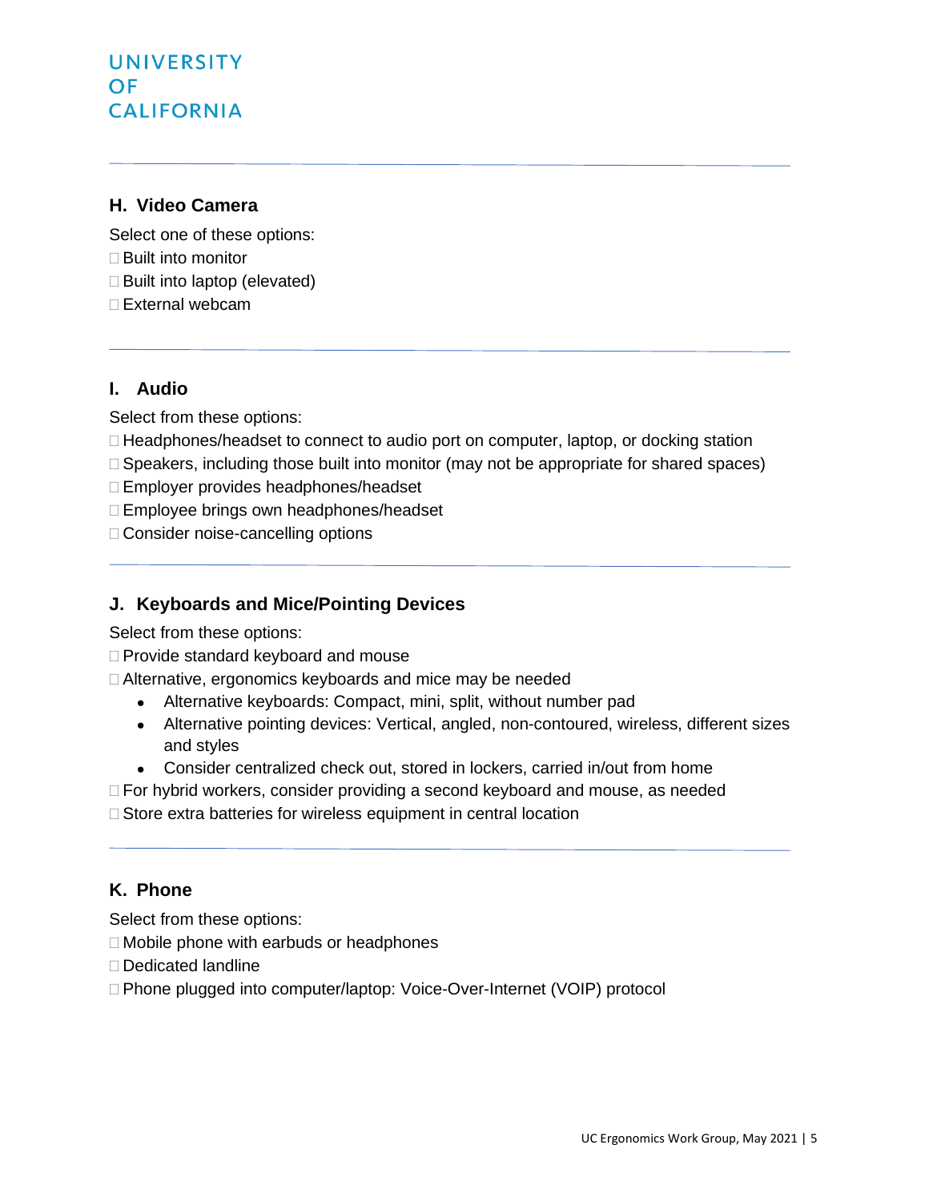## H. Video Camera

Select one of these options:

- ☐ Built into monitor
- ☐ Built into laptop (elevated)
- ☐ External webcam

---

## I. Audio

Select from these options:

- ☐ Headphones/headset to connect to audio port on computer, laptop, or docking station
- ☐ Speakers, including those built into monitor (may not be appropriate for shared spaces)
- ☐ Employer provides headphones/headset
- ☐ Employee brings own headphones/headset
- ☐ Consider noise-cancelling options

---

## J. Keyboards and Mice/Pointing Devices

Select from these options:

- ☐ Provide standard keyboard and mouse
- ☐ Alternative, ergonomics keyboards and mice may be needed
  - Alternative keyboards: Compact, mini, split, without number pad
  - Alternative pointing devices: Vertical, angled, non-contoured, wireless, different sizes and styles
  - Consider centralized check out, stored in lockers, carried in/out from home
- ☐ For hybrid workers, consider providing a second keyboard and mouse, as needed
- ☐ Store extra batteries for wireless equipment in central location

---

## K. Phone

Select from these options:

- ☐ Mobile phone with earbuds or headphones
- ☐ Dedicated landline
- ☐ Phone plugged into computer/laptop: Voice-Over-Internet (VOIP) protocol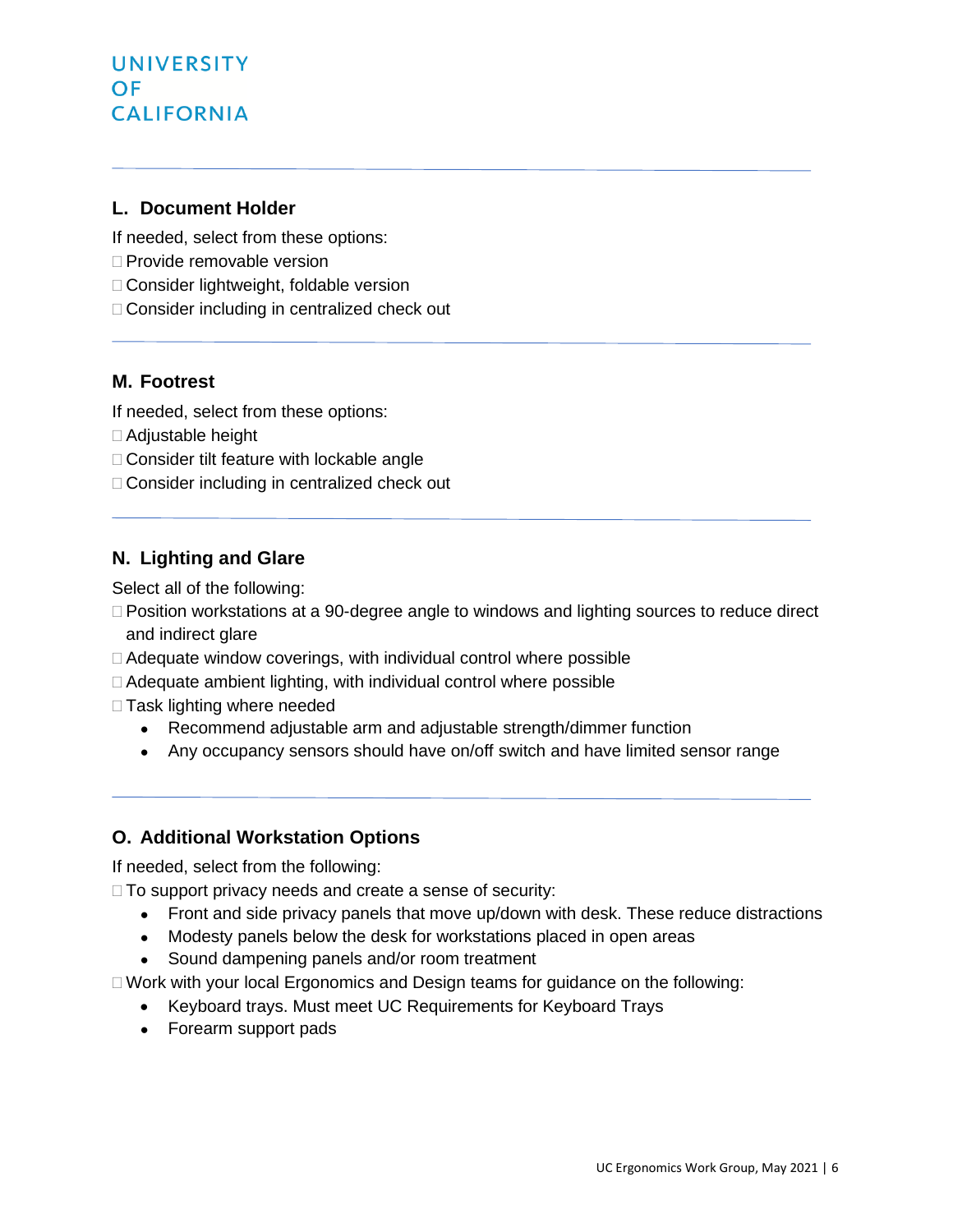## L. Document Holder

If needed, select from these options:

- ☐ Provide removable version
- ☐ Consider lightweight, foldable version
- ☐ Consider including in centralized check out

---

## M. Footrest

If needed, select from these options:

- ☐ Adjustable height
- ☐ Consider tilt feature with lockable angle
- ☐ Consider including in centralized check out

---

## N. Lighting and Glare

Select all of the following:

- ☐ Position workstations at a 90-degree angle to windows and lighting sources to reduce direct and indirect glare
- ☐ Adequate window coverings, with individual control where possible
- ☐ Adequate ambient lighting, with individual control where possible
- ☐ Task lighting where needed
  - Recommend adjustable arm and adjustable strength/dimmer function
  - Any occupancy sensors should have on/off switch and have limited sensor range

---

## O. Additional Workstation Options

If needed, select from the following:

- ☐ To support privacy needs and create a sense of security:
  - Front and side privacy panels that move up/down with desk. These reduce distractions
  - Modesty panels below the desk for workstations placed in open areas
  - Sound dampening panels and/or room treatment
- ☐ Work with your local Ergonomics and Design teams for guidance on the following:
  - Keyboard trays. Must meet UC Requirements for Keyboard Trays
  - Forearm support pads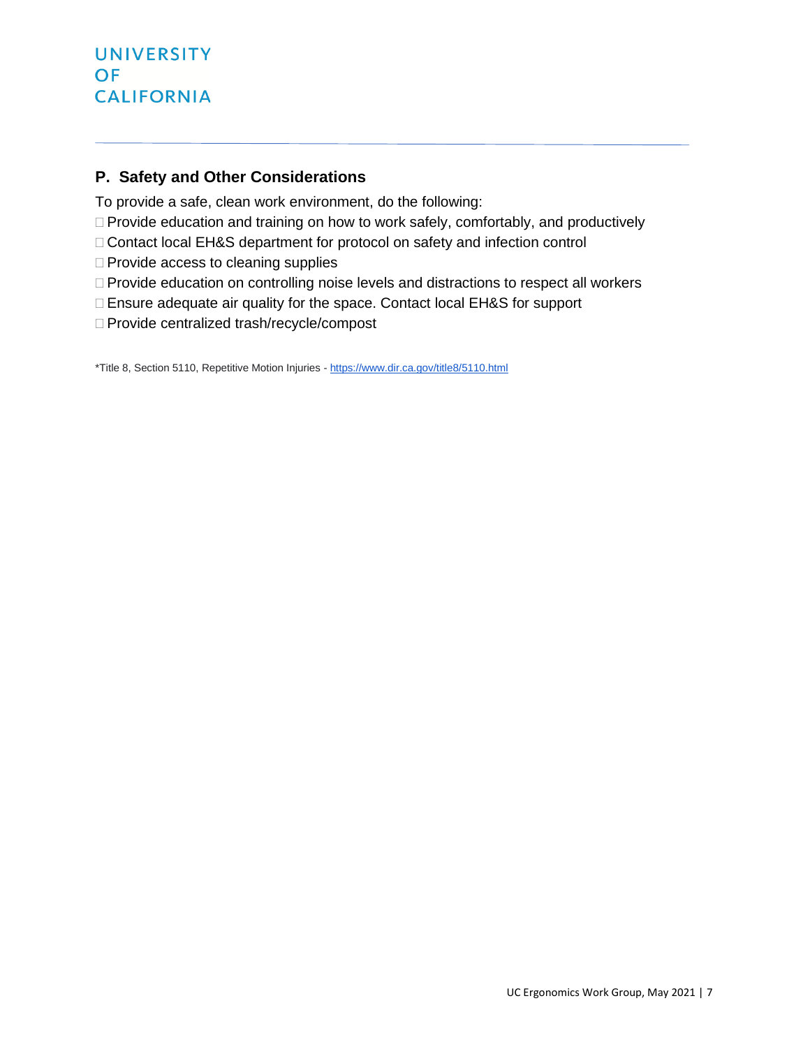## P. Safety and Other Considerations

To provide a safe, clean work environment, do the following:

- Provide education and training on how to work safely, comfortably, and productively
- Contact local EH&S department for protocol on safety and infection control
- Provide access to cleaning supplies
- Provide education on controlling noise levels and distractions to respect all workers
- Ensure adequate air quality for the space. Contact local EH&S for support
- Provide centralized trash/recycle/compost

*Title 8, Section 5110, Repetitive Motion Injuries - https://www.dir.ca.gov/title8/5110.html